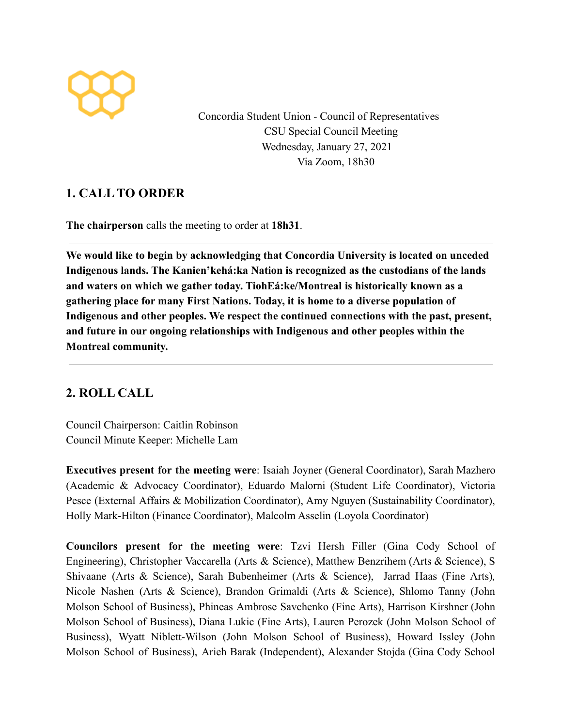Concordia Student Union - Council of Representatives
CSU Special Council Meeting
Wednesday, January 27, 2021
Via Zoom, 18h30

## 1. CALL TO ORDER

**The chairperson** calls the meeting to order at **18h31**.

---

**We would like to begin by acknowledging that Concordia University is located on unceded Indigenous lands. The Kanien'kehá:ka Nation is recognized as the custodians of the lands and waters on which we gather today. TiohEá:ke/Montreal is historically known as a gathering place for many First Nations. Today, it is home to a diverse population of Indigenous and other peoples. We respect the continued connections with the past, present, and future in our ongoing relationships with Indigenous and other peoples within the Montreal community.**

---

## 2. ROLL CALL

Council Chairperson: Caitlin Robinson
Council Minute Keeper: Michelle Lam

**Executives present for the meeting were**: Isaiah Joyner (General Coordinator), Sarah Mazhero (Academic & Advocacy Coordinator), Eduardo Malorni (Student Life Coordinator), Victoria Pesce (External Affairs & Mobilization Coordinator), Amy Nguyen (Sustainability Coordinator), Holly Mark-Hilton (Finance Coordinator), Malcolm Asselin (Loyola Coordinator)

**Councilors present for the meeting were**: Tzvi Hersh Filler (Gina Cody School of Engineering), Christopher Vaccarella (Arts & Science), Matthew Benzrihem (Arts & Science), S Shivaane (Arts & Science), Sarah Bubenheimer (Arts & Science), Jarrad Haas (Fine Arts), Nicole Nashen (Arts & Science), Brandon Grimaldi (Arts & Science), Shlomo Tanny (John Molson School of Business), Phineas Ambrose Savchenko (Fine Arts), Harrison Kirshner (John Molson School of Business), Diana Lukic (Fine Arts), Lauren Perozek (John Molson School of Business), Wyatt Niblett-Wilson (John Molson School of Business), Howard Issley (John Molson School of Business), Arieh Barak (Independent), Alexander Stojda (Gina Cody School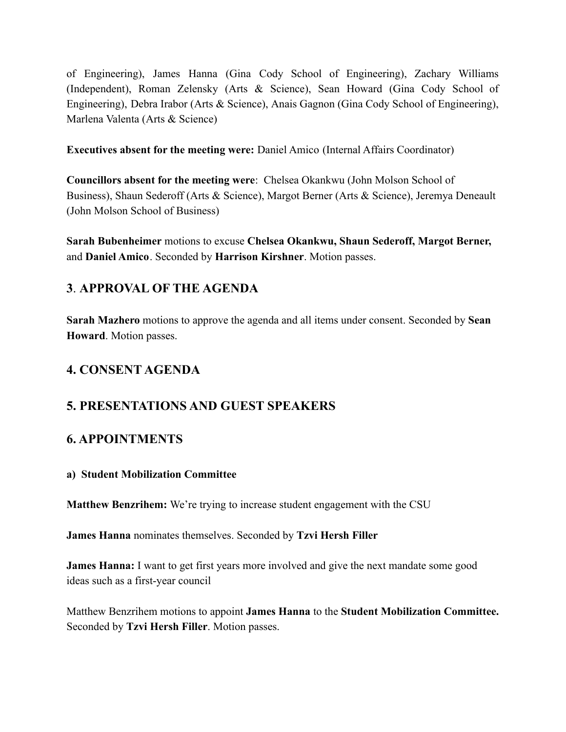of Engineering), James Hanna (Gina Cody School of Engineering), Zachary Williams (Independent), Roman Zelensky (Arts & Science), Sean Howard (Gina Cody School of Engineering), Debra Irabor (Arts & Science), Anais Gagnon (Gina Cody School of Engineering), Marlena Valenta (Arts & Science)

**Executives absent for the meeting were:** Daniel Amico (Internal Affairs Coordinator)

**Councillors absent for the meeting were**: Chelsea Okankwu (John Molson School of Business), Shaun Sederoff (Arts & Science), Margot Berner (Arts & Science), Jeremya Deneault (John Molson School of Business)

**Sarah Bubenheimer** motions to excuse **Chelsea Okankwu, Shaun Sederoff, Margot Berner,** and **Daniel Amico**. Seconded by **Harrison Kirshner**. Motion passes.

## 3. APPROVAL OF THE AGENDA

**Sarah Mazhero** motions to approve the agenda and all items under consent. Seconded by **Sean Howard**. Motion passes.

## 4. CONSENT AGENDA

## 5. PRESENTATIONS AND GUEST SPEAKERS

## 6. APPOINTMENTS

**a) Student Mobilization Committee**

**Matthew Benzrihem:** We're trying to increase student engagement with the CSU

**James Hanna** nominates themselves. Seconded by **Tzvi Hersh Filler**

**James Hanna:** I want to get first years more involved and give the next mandate some good ideas such as a first-year council

Matthew Benzrihem motions to appoint **James Hanna** to the **Student Mobilization Committee.** Seconded by **Tzvi Hersh Filler**. Motion passes.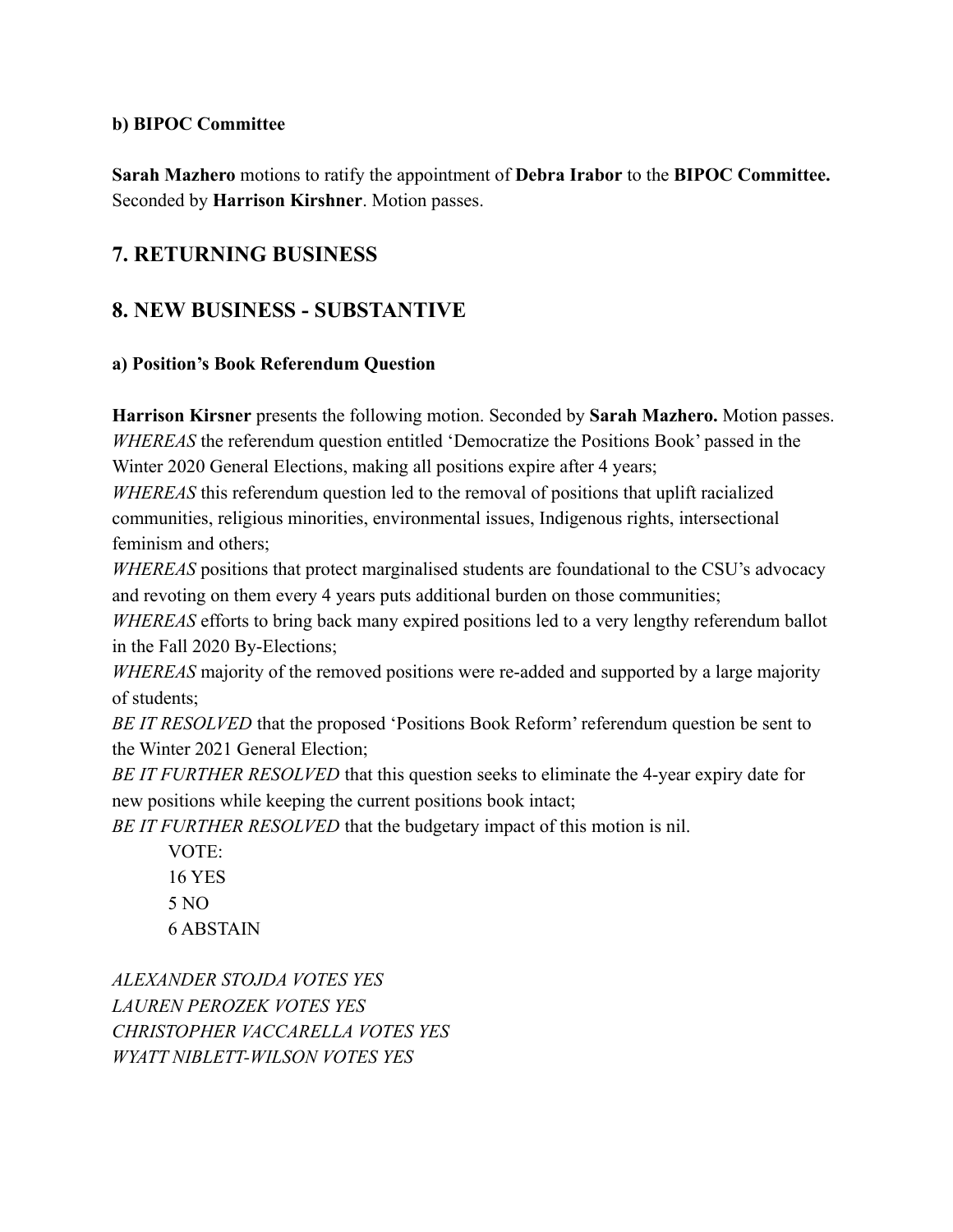**b) BIPOC Committee**

**Sarah Mazhero** motions to ratify the appointment of **Debra Irabor** to the **BIPOC Committee.** Seconded by **Harrison Kirshner**. Motion passes.

## 7. RETURNING BUSINESS

## 8. NEW BUSINESS - SUBSTANTIVE

**a) Position's Book Referendum Question**

**Harrison Kirsner** presents the following motion. Seconded by **Sarah Mazhero.** Motion passes.
*WHEREAS* the referendum question entitled 'Democratize the Positions Book' passed in the Winter 2020 General Elections, making all positions expire after 4 years;
*WHEREAS* this referendum question led to the removal of positions that uplift racialized communities, religious minorities, environmental issues, Indigenous rights, intersectional feminism and others;
*WHEREAS* positions that protect marginalised students are foundational to the CSU's advocacy and revoting on them every 4 years puts additional burden on those communities;
*WHEREAS* efforts to bring back many expired positions led to a very lengthy referendum ballot in the Fall 2020 By-Elections;
*WHEREAS* majority of the removed positions were re-added and supported by a large majority of students;
*BE IT RESOLVED* that the proposed 'Positions Book Reform' referendum question be sent to the Winter 2021 General Election;
*BE IT FURTHER RESOLVED* that this question seeks to eliminate the 4-year expiry date for new positions while keeping the current positions book intact;
*BE IT FURTHER RESOLVED* that the budgetary impact of this motion is nil.

VOTE:
16 YES
5 NO
6 ABSTAIN

*ALEXANDER STOJDA VOTES YES*
*LAUREN PEROZEK VOTES YES*
*CHRISTOPHER VACCARELLA VOTES YES*
*WYATT NIBLETT-WILSON VOTES YES*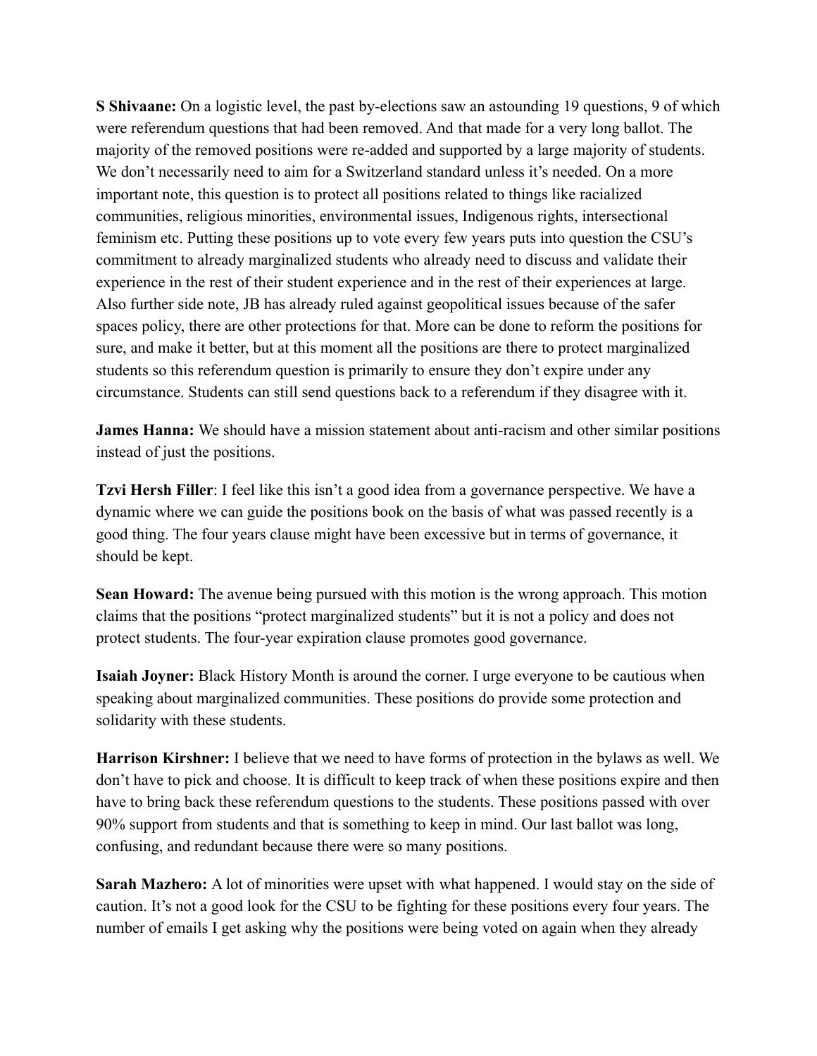**S Shivaane:** On a logistic level, the past by-elections saw an astounding 19 questions, 9 of which were referendum questions that had been removed. And that made for a very long ballot. The majority of the removed positions were re-added and supported by a large majority of students. We don't necessarily need to aim for a Switzerland standard unless it's needed. On a more important note, this question is to protect all positions related to things like racialized communities, religious minorities, environmental issues, Indigenous rights, intersectional feminism etc. Putting these positions up to vote every few years puts into question the CSU's commitment to already marginalized students who already need to discuss and validate their experience in the rest of their student experience and in the rest of their experiences at large. Also further side note, JB has already ruled against geopolitical issues because of the safer spaces policy, there are other protections for that. More can be done to reform the positions for sure, and make it better, but at this moment all the positions are there to protect marginalized students so this referendum question is primarily to ensure they don't expire under any circumstance. Students can still send questions back to a referendum if they disagree with it.

**James Hanna:** We should have a mission statement about anti-racism and other similar positions instead of just the positions.

**Tzvi Hersh Filler**: I feel like this isn't a good idea from a governance perspective. We have a dynamic where we can guide the positions book on the basis of what was passed recently is a good thing. The four years clause might have been excessive but in terms of governance, it should be kept.

**Sean Howard:** The avenue being pursued with this motion is the wrong approach. This motion claims that the positions "protect marginalized students" but it is not a policy and does not protect students. The four-year expiration clause promotes good governance.

**Isaiah Joyner:** Black History Month is around the corner. I urge everyone to be cautious when speaking about marginalized communities. These positions do provide some protection and solidarity with these students.

**Harrison Kirshner:** I believe that we need to have forms of protection in the bylaws as well. We don't have to pick and choose. It is difficult to keep track of when these positions expire and then have to bring back these referendum questions to the students. These positions passed with over 90% support from students and that is something to keep in mind. Our last ballot was long, confusing, and redundant because there were so many positions.

**Sarah Mazhero:** A lot of minorities were upset with what happened. I would stay on the side of caution. It's not a good look for the CSU to be fighting for these positions every four years. The number of emails I get asking why the positions were being voted on again when they already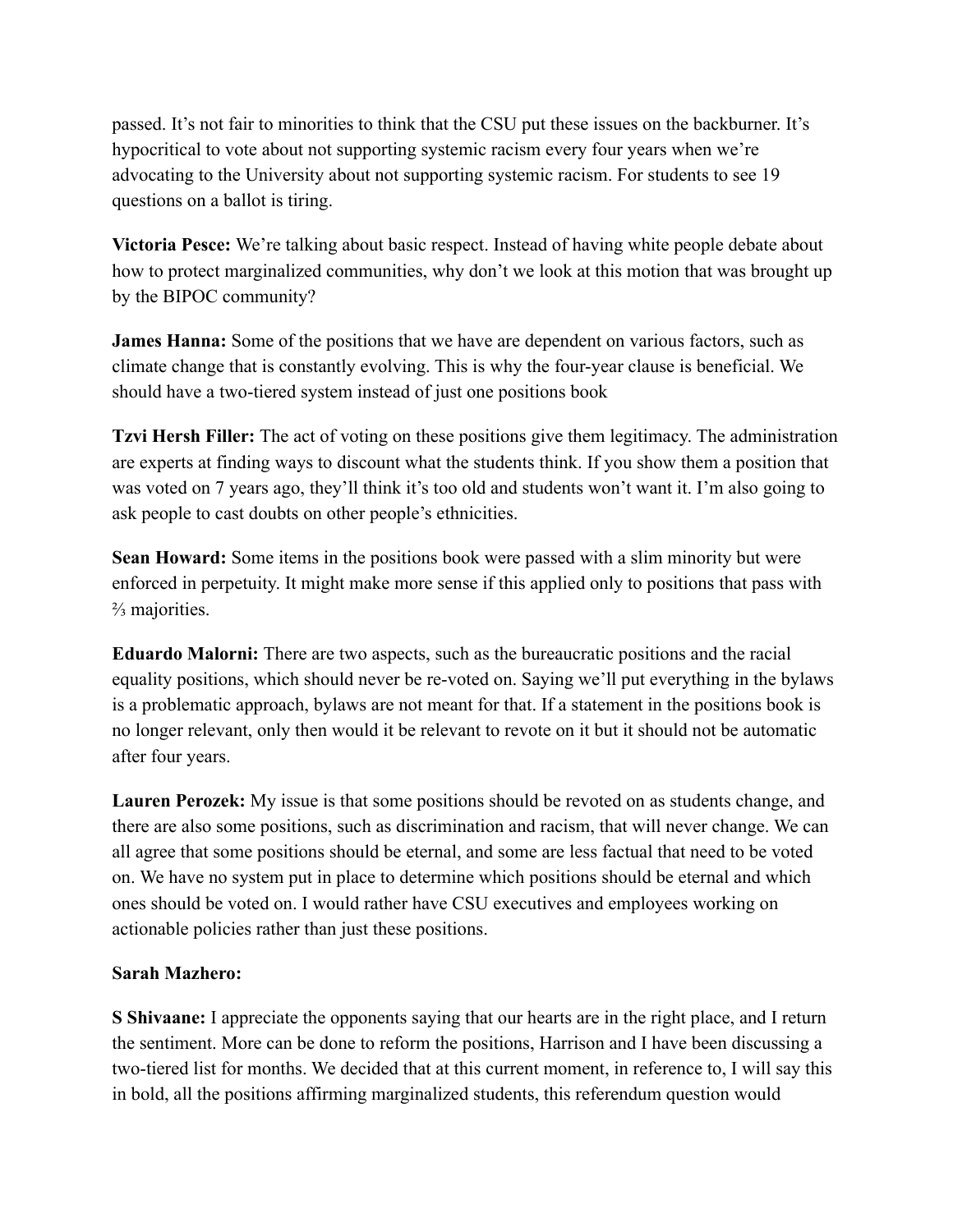passed. It's not fair to minorities to think that the CSU put these issues on the backburner. It's hypocritical to vote about not supporting systemic racism every four years when we're advocating to the University about not supporting systemic racism. For students to see 19 questions on a ballot is tiring.

**Victoria Pesce:** We're talking about basic respect. Instead of having white people debate about how to protect marginalized communities, why don't we look at this motion that was brought up by the BIPOC community?

**James Hanna:** Some of the positions that we have are dependent on various factors, such as climate change that is constantly evolving. This is why the four-year clause is beneficial. We should have a two-tiered system instead of just one positions book

**Tzvi Hersh Filler:** The act of voting on these positions give them legitimacy. The administration are experts at finding ways to discount what the students think. If you show them a position that was voted on 7 years ago, they'll think it's too old and students won't want it. I'm also going to ask people to cast doubts on other people's ethnicities.

**Sean Howard:** Some items in the positions book were passed with a slim minority but were enforced in perpetuity. It might make more sense if this applied only to positions that pass with ⅔ majorities.

**Eduardo Malorni:** There are two aspects, such as the bureaucratic positions and the racial equality positions, which should never be re-voted on. Saying we'll put everything in the bylaws is a problematic approach, bylaws are not meant for that. If a statement in the positions book is no longer relevant, only then would it be relevant to revote on it but it should not be automatic after four years.

**Lauren Perozek:** My issue is that some positions should be revoted on as students change, and there are also some positions, such as discrimination and racism, that will never change. We can all agree that some positions should be eternal, and some are less factual that need to be voted on. We have no system put in place to determine which positions should be eternal and which ones should be voted on. I would rather have CSU executives and employees working on actionable policies rather than just these positions.

**Sarah Mazhero:**

**S Shivaane:** I appreciate the opponents saying that our hearts are in the right place, and I return the sentiment. More can be done to reform the positions, Harrison and I have been discussing a two-tiered list for months. We decided that at this current moment, in reference to, I will say this in bold, all the positions affirming marginalized students, this referendum question would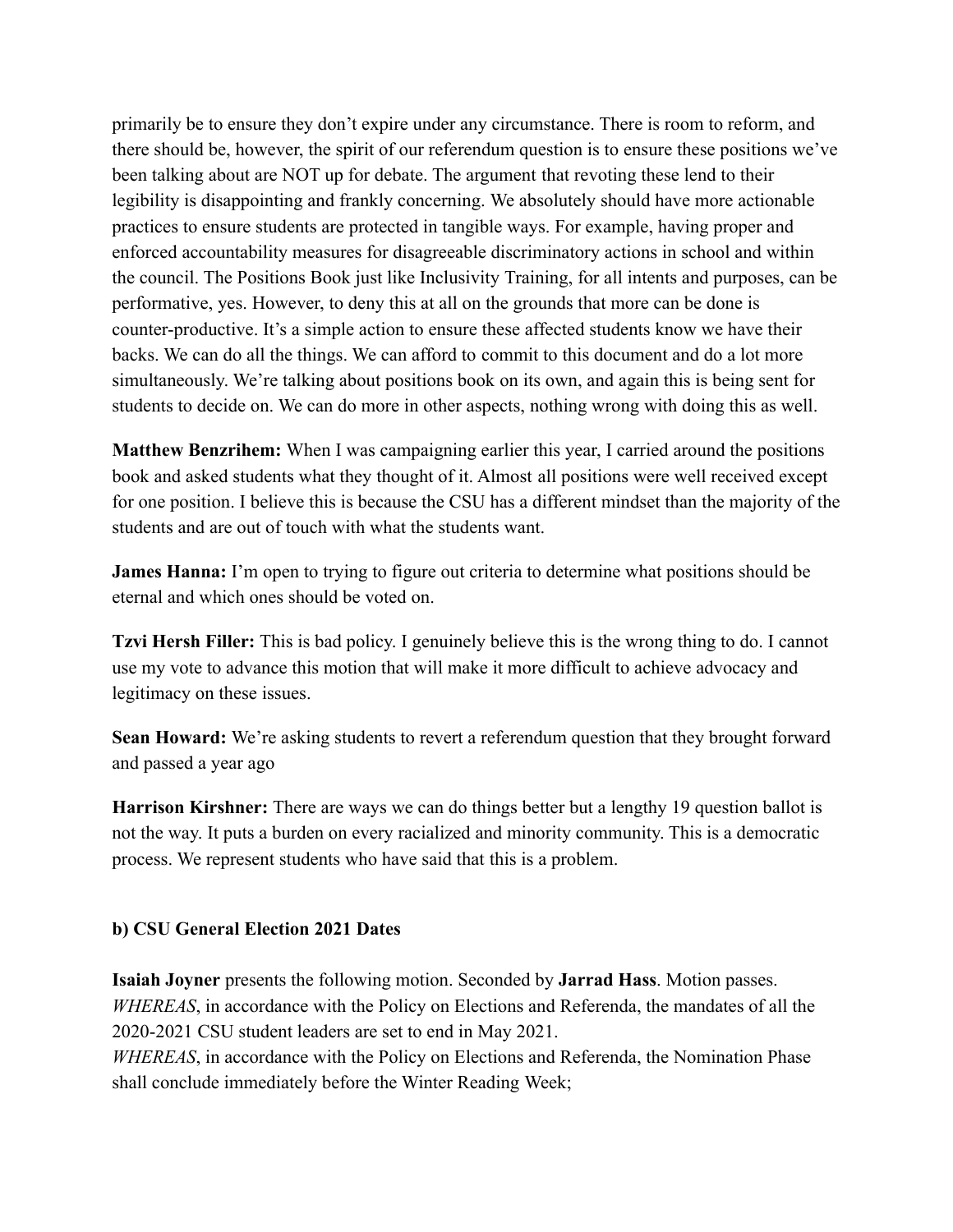primarily be to ensure they don't expire under any circumstance. There is room to reform, and there should be, however, the spirit of our referendum question is to ensure these positions we've been talking about are NOT up for debate. The argument that revoting these lend to their legibility is disappointing and frankly concerning. We absolutely should have more actionable practices to ensure students are protected in tangible ways. For example, having proper and enforced accountability measures for disagreeable discriminatory actions in school and within the council. The Positions Book just like Inclusivity Training, for all intents and purposes, can be performative, yes. However, to deny this at all on the grounds that more can be done is counter-productive. It's a simple action to ensure these affected students know we have their backs. We can do all the things. We can afford to commit to this document and do a lot more simultaneously. We're talking about positions book on its own, and again this is being sent for students to decide on. We can do more in other aspects, nothing wrong with doing this as well.

**Matthew Benzrihem:** When I was campaigning earlier this year, I carried around the positions book and asked students what they thought of it. Almost all positions were well received except for one position. I believe this is because the CSU has a different mindset than the majority of the students and are out of touch with what the students want.

**James Hanna:** I'm open to trying to figure out criteria to determine what positions should be eternal and which ones should be voted on.

**Tzvi Hersh Filler:** This is bad policy. I genuinely believe this is the wrong thing to do. I cannot use my vote to advance this motion that will make it more difficult to achieve advocacy and legitimacy on these issues.

**Sean Howard:** We're asking students to revert a referendum question that they brought forward and passed a year ago

**Harrison Kirshner:** There are ways we can do things better but a lengthy 19 question ballot is not the way. It puts a burden on every racialized and minority community. This is a democratic process. We represent students who have said that this is a problem.

**b) CSU General Election 2021 Dates**

**Isaiah Joyner** presents the following motion. Seconded by **Jarrad Hass**. Motion passes.

*WHEREAS*, in accordance with the Policy on Elections and Referenda, the mandates of all the 2020-2021 CSU student leaders are set to end in May 2021.

*WHEREAS*, in accordance with the Policy on Elections and Referenda, the Nomination Phase shall conclude immediately before the Winter Reading Week;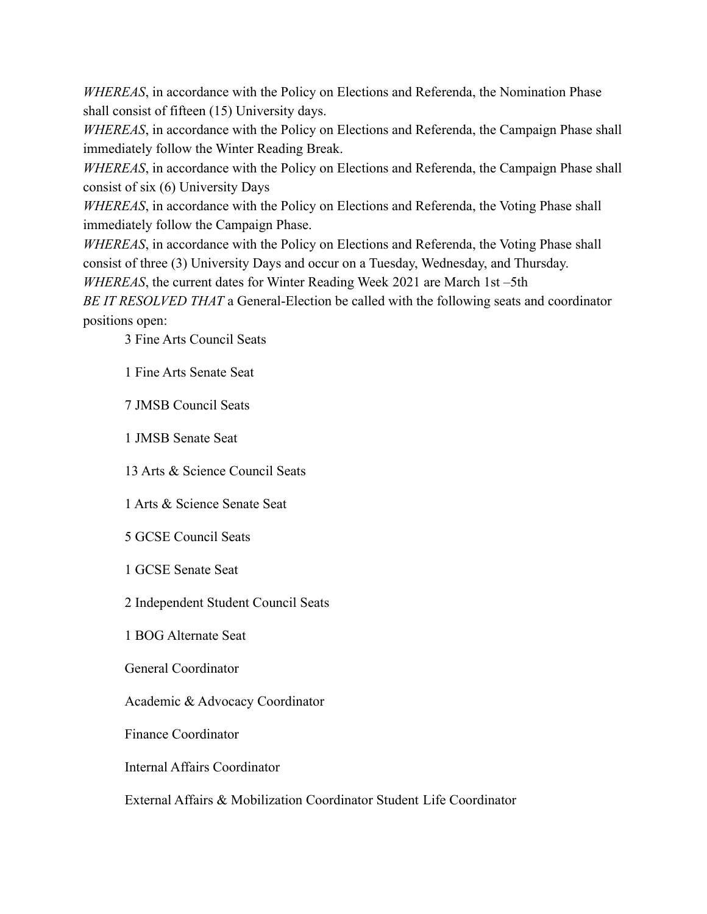*WHEREAS*, in accordance with the Policy on Elections and Referenda, the Nomination Phase shall consist of fifteen (15) University days.

*WHEREAS*, in accordance with the Policy on Elections and Referenda, the Campaign Phase shall immediately follow the Winter Reading Break.

*WHEREAS*, in accordance with the Policy on Elections and Referenda, the Campaign Phase shall consist of six (6) University Days

*WHEREAS*, in accordance with the Policy on Elections and Referenda, the Voting Phase shall immediately follow the Campaign Phase.

*WHEREAS*, in accordance with the Policy on Elections and Referenda, the Voting Phase shall consist of three (3) University Days and occur on a Tuesday, Wednesday, and Thursday.

*WHEREAS*, the current dates for Winter Reading Week 2021 are March 1st –5th

*BE IT RESOLVED THAT* a General-Election be called with the following seats and coordinator positions open:

3 Fine Arts Council Seats

1 Fine Arts Senate Seat

7 JMSB Council Seats

1 JMSB Senate Seat

13 Arts & Science Council Seats

1 Arts & Science Senate Seat

5 GCSE Council Seats

1 GCSE Senate Seat

2 Independent Student Council Seats

1 BOG Alternate Seat

General Coordinator

Academic & Advocacy Coordinator

Finance Coordinator

Internal Affairs Coordinator

External Affairs & Mobilization Coordinator Student Life Coordinator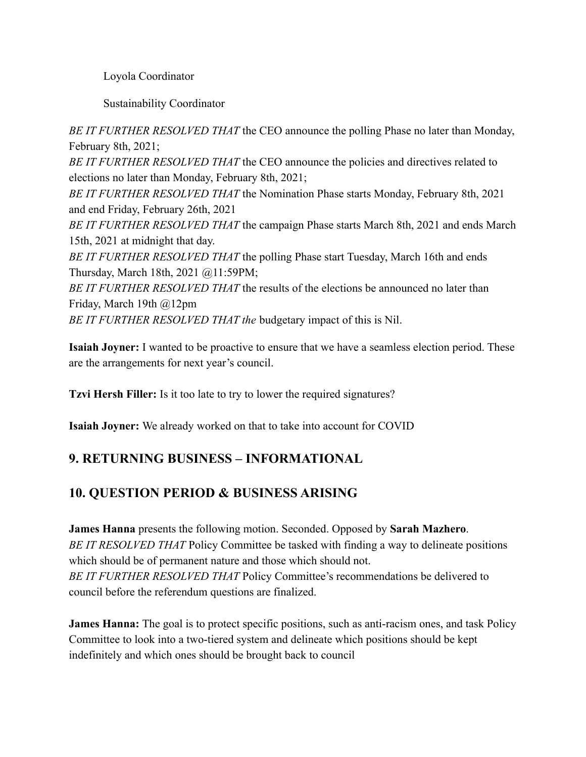Loyola Coordinator

Sustainability Coordinator

*BE IT FURTHER RESOLVED THAT* the CEO announce the polling Phase no later than Monday, February 8th, 2021;
*BE IT FURTHER RESOLVED THAT* the CEO announce the policies and directives related to elections no later than Monday, February 8th, 2021;
*BE IT FURTHER RESOLVED THAT* the Nomination Phase starts Monday, February 8th, 2021 and end Friday, February 26th, 2021
*BE IT FURTHER RESOLVED THAT* the campaign Phase starts March 8th, 2021 and ends March 15th, 2021 at midnight that day.
*BE IT FURTHER RESOLVED THAT* the polling Phase start Tuesday, March 16th and ends Thursday, March 18th, 2021 @11:59PM;
*BE IT FURTHER RESOLVED THAT* the results of the elections be announced no later than Friday, March 19th @12pm
*BE IT FURTHER RESOLVED THAT the* budgetary impact of this is Nil.

**Isaiah Joyner:** I wanted to be proactive to ensure that we have a seamless election period. These are the arrangements for next year's council.

**Tzvi Hersh Filler:** Is it too late to try to lower the required signatures?

**Isaiah Joyner:** We already worked on that to take into account for COVID

## 9. RETURNING BUSINESS – INFORMATIONAL

## 10. QUESTION PERIOD & BUSINESS ARISING

**James Hanna** presents the following motion. Seconded. Opposed by **Sarah Mazhero**.
*BE IT RESOLVED THAT* Policy Committee be tasked with finding a way to delineate positions which should be of permanent nature and those which should not.
*BE IT FURTHER RESOLVED THAT* Policy Committee's recommendations be delivered to council before the referendum questions are finalized.

**James Hanna:** The goal is to protect specific positions, such as anti-racism ones, and task Policy Committee to look into a two-tiered system and delineate which positions should be kept indefinitely and which ones should be brought back to council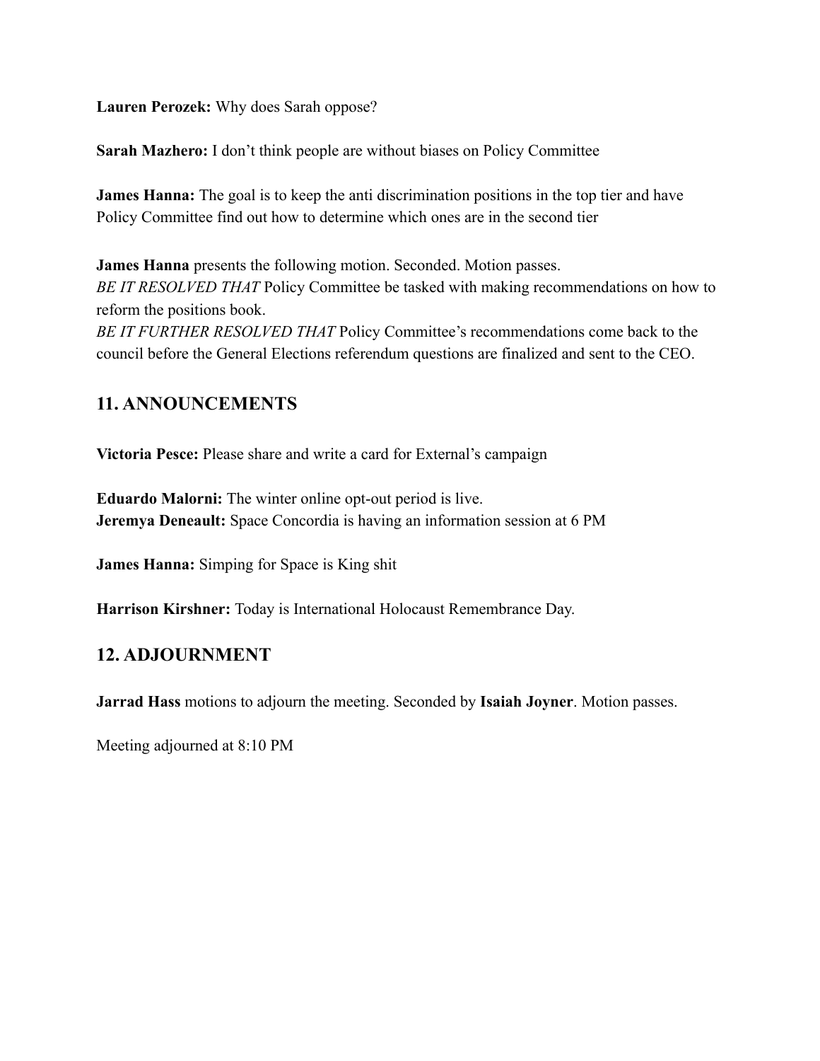**Lauren Perozek:** Why does Sarah oppose?

**Sarah Mazhero:** I don't think people are without biases on Policy Committee

**James Hanna:** The goal is to keep the anti discrimination positions in the top tier and have Policy Committee find out how to determine which ones are in the second tier

**James Hanna** presents the following motion. Seconded. Motion passes.
*BE IT RESOLVED THAT* Policy Committee be tasked with making recommendations on how to reform the positions book.
*BE IT FURTHER RESOLVED THAT* Policy Committee's recommendations come back to the council before the General Elections referendum questions are finalized and sent to the CEO.

## 11. ANNOUNCEMENTS

**Victoria Pesce:** Please share and write a card for External's campaign

**Eduardo Malorni:** The winter online opt-out period is live.
**Jeremya Deneault:** Space Concordia is having an information session at 6 PM

**James Hanna:** Simping for Space is King shit

**Harrison Kirshner:** Today is International Holocaust Remembrance Day.

## 12. ADJOURNMENT

**Jarrad Hass** motions to adjourn the meeting. Seconded by **Isaiah Joyner**. Motion passes.

Meeting adjourned at 8:10 PM